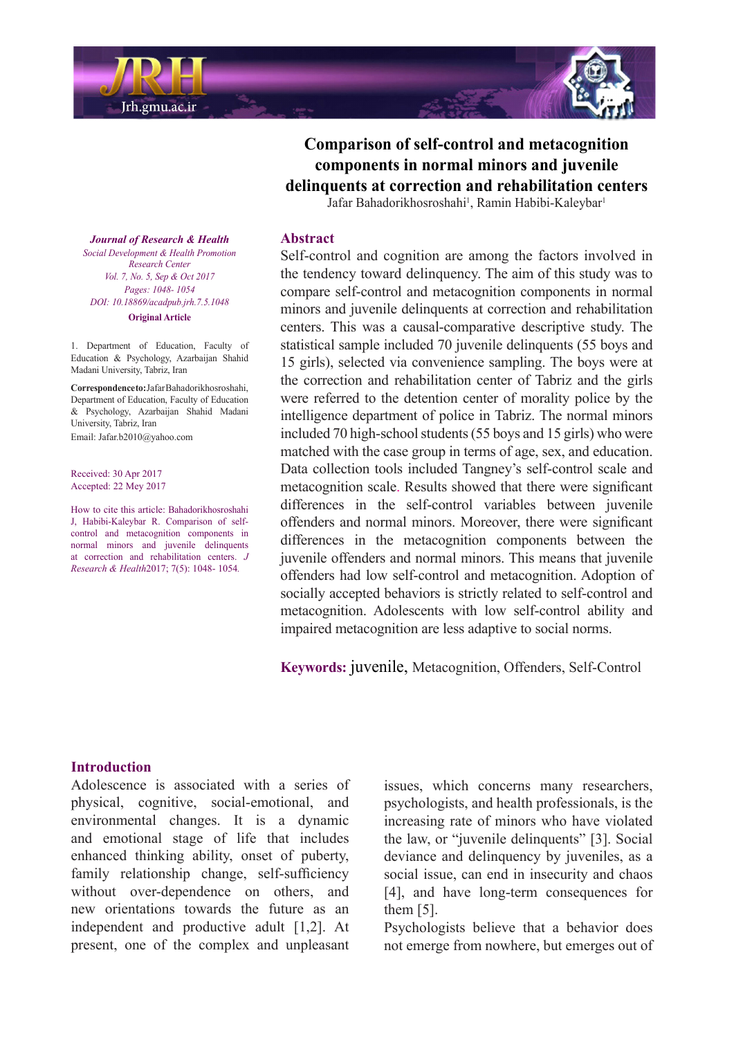# Comparison of self-control and metacognition components in normal minors and juvenile delinquents at correction and rehabilitation centers

Jafar Bahadorikhosroshahi[1], Ramin Habibi-Kaleybar[1]

*Journal of Research & Health*
*Social Development & Health Promotion Research Center*
*Vol. 7, No. 5, Sep & Oct 2017*
*Pages: 1048- 1054*
*DOI: 10.18869/acadpub.jrh.7.5.1048*
**Original Article**

1. Department of Education, Faculty of Education & Psychology, Azarbaijan Shahid Madani University, Tabriz, Iran

**Correspondence to:** Jafar Bahadorikhosroshahi, Department of Education, Faculty of Education & Psychology, Azarbaijan Shahid Madani University, Tabriz, Iran
Email: Jafar.b2010@yahoo.com

Received: 30 Apr 2017
Accepted: 22 Mey 2017

How to cite this article: Bahadorikhosroshahi J, Habibi-Kaleybar R. Comparison of self-control and metacognition components in normal minors and juvenile delinquents at correction and rehabilitation centers. *J Research & Health* 2017; 7(5): 1048- 1054.

## Abstract

Self-control and cognition are among the factors involved in the tendency toward delinquency. The aim of this study was to compare self-control and metacognition components in normal minors and juvenile delinquents at correction and rehabilitation centers. This was a causal-comparative descriptive study. The statistical sample included 70 juvenile delinquents (55 boys and 15 girls), selected via convenience sampling. The boys were at the correction and rehabilitation center of Tabriz and the girls were referred to the detention center of morality police by the intelligence department of police in Tabriz. The normal minors included 70 high-school students (55 boys and 15 girls) who were matched with the case group in terms of age, sex, and education. Data collection tools included Tangney's self-control scale and metacognition scale. Results showed that there were significant differences in the self-control variables between juvenile offenders and normal minors. Moreover, there were significant differences in the metacognition components between the juvenile offenders and normal minors. This means that juvenile offenders had low self-control and metacognition. Adoption of socially accepted behaviors is strictly related to self-control and metacognition. Adolescents with low self-control ability and impaired metacognition are less adaptive to social norms.

**Keywords:** juvenile, Metacognition, Offenders, Self-Control

## Introduction

Adolescence is associated with a series of physical, cognitive, social-emotional, and environmental changes. It is a dynamic and emotional stage of life that includes enhanced thinking ability, onset of puberty, family relationship change, self-sufficiency without over-dependence on others, and new orientations towards the future as an independent and productive adult [1,2]. At present, one of the complex and unpleasant issues, which concerns many researchers, psychologists, and health professionals, is the increasing rate of minors who have violated the law, or "juvenile delinquents" [3]. Social deviance and delinquency by juveniles, as a social issue, can end in insecurity and chaos [4], and have long-term consequences for them [5].

Psychologists believe that a behavior does not emerge from nowhere, but emerges out of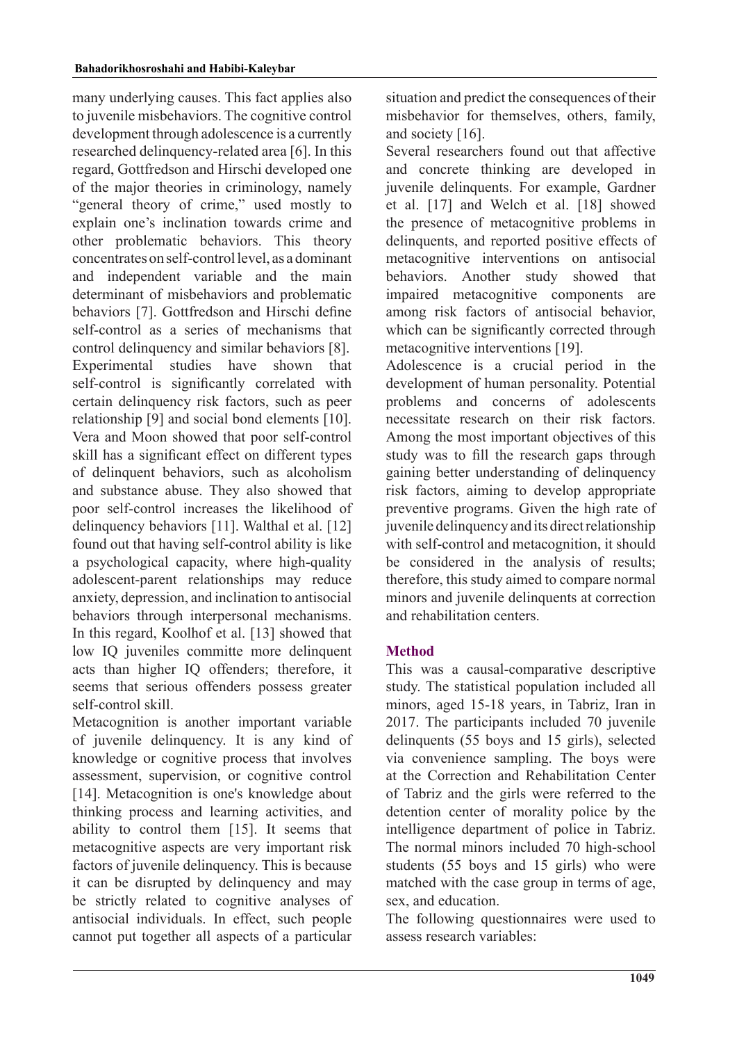many underlying causes. This fact applies also to juvenile misbehaviors. The cognitive control development through adolescence is a currently researched delinquency-related area [6]. In this regard, Gottfredson and Hirschi developed one of the major theories in criminology, namely "general theory of crime," used mostly to explain one's inclination towards crime and other problematic behaviors. This theory concentrates on self-control level, as a dominant and independent variable and the main determinant of misbehaviors and problematic behaviors [7]. Gottfredson and Hirschi define self-control as a series of mechanisms that control delinquency and similar behaviors [8]. Experimental studies have shown that self-control is significantly correlated with certain delinquency risk factors, such as peer relationship [9] and social bond elements [10]. Vera and Moon showed that poor self-control skill has a significant effect on different types of delinquent behaviors, such as alcoholism and substance abuse. They also showed that poor self-control increases the likelihood of delinquency behaviors [11]. Walthal et al. [12] found out that having self-control ability is like a psychological capacity, where high-quality adolescent-parent relationships may reduce anxiety, depression, and inclination to antisocial behaviors through interpersonal mechanisms. In this regard, Koolhof et al. [13] showed that low IQ juveniles committe more delinquent acts than higher IQ offenders; therefore, it seems that serious offenders possess greater self-control skill.

Metacognition is another important variable of juvenile delinquency. It is any kind of knowledge or cognitive process that involves assessment, supervision, or cognitive control [14]. Metacognition is one's knowledge about thinking process and learning activities, and ability to control them [15]. It seems that metacognitive aspects are very important risk factors of juvenile delinquency. This is because it can be disrupted by delinquency and may be strictly related to cognitive analyses of antisocial individuals. In effect, such people cannot put together all aspects of a particular situation and predict the consequences of their misbehavior for themselves, others, family, and society [16].

Several researchers found out that affective and concrete thinking are developed in juvenile delinquents. For example, Gardner et al. [17] and Welch et al. [18] showed the presence of metacognitive problems in delinquents, and reported positive effects of metacognitive interventions on antisocial behaviors. Another study showed that impaired metacognitive components are among risk factors of antisocial behavior, which can be significantly corrected through metacognitive interventions [19].

Adolescence is a crucial period in the development of human personality. Potential problems and concerns of adolescents necessitate research on their risk factors. Among the most important objectives of this study was to fill the research gaps through gaining better understanding of delinquency risk factors, aiming to develop appropriate preventive programs. Given the high rate of juvenile delinquency and its direct relationship with self-control and metacognition, it should be considered in the analysis of results; therefore, this study aimed to compare normal minors and juvenile delinquents at correction and rehabilitation centers.

## Method

This was a causal-comparative descriptive study. The statistical population included all minors, aged 15-18 years, in Tabriz, Iran in 2017. The participants included 70 juvenile delinquents (55 boys and 15 girls), selected via convenience sampling. The boys were at the Correction and Rehabilitation Center of Tabriz and the girls were referred to the detention center of morality police by the intelligence department of police in Tabriz. The normal minors included 70 high-school students (55 boys and 15 girls) who were matched with the case group in terms of age, sex, and education.

The following questionnaires were used to assess research variables: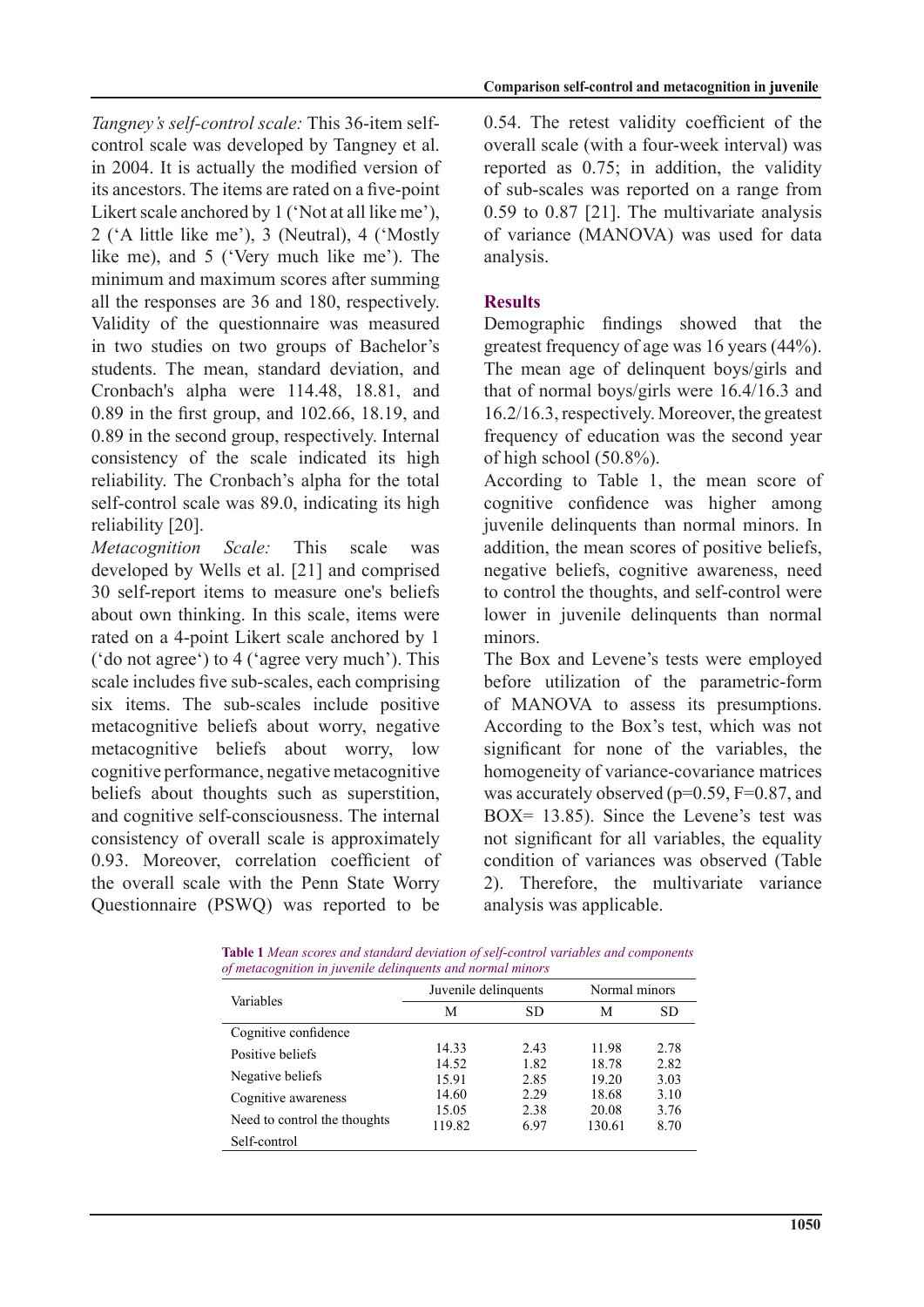*Tangney's self-control scale:* This 36-item self-control scale was developed by Tangney et al. in 2004. It is actually the modified version of its ancestors. The items are rated on a five-point Likert scale anchored by 1 ('Not at all like me'), 2 ('A little like me'), 3 (Neutral), 4 ('Mostly like me), and 5 ('Very much like me'). The minimum and maximum scores after summing all the responses are 36 and 180, respectively. Validity of the questionnaire was measured in two studies on two groups of Bachelor's students. The mean, standard deviation, and Cronbach's alpha were 114.48, 18.81, and 0.89 in the first group, and 102.66, 18.19, and 0.89 in the second group, respectively. Internal consistency of the scale indicated its high reliability. The Cronbach's alpha for the total self-control scale was 89.0, indicating its high reliability [20].

*Metacognition Scale:* This scale was developed by Wells et al. [21] and comprised 30 self-report items to measure one's beliefs about own thinking. In this scale, items were rated on a 4-point Likert scale anchored by 1 ('do not agree') to 4 ('agree very much'). This scale includes five sub-scales, each comprising six items. The sub-scales include positive metacognitive beliefs about worry, negative metacognitive beliefs about worry, low cognitive performance, negative metacognitive beliefs about thoughts such as superstition, and cognitive self-consciousness. The internal consistency of overall scale is approximately 0.93. Moreover, correlation coefficient of the overall scale with the Penn State Worry Questionnaire (PSWQ) was reported to be 0.54. The retest validity coefficient of the overall scale (with a four-week interval) was reported as 0.75; in addition, the validity of sub-scales was reported on a range from 0.59 to 0.87 [21]. The multivariate analysis of variance (MANOVA) was used for data analysis.

## Results

Demographic findings showed that the greatest frequency of age was 16 years (44%). The mean age of delinquent boys/girls and that of normal boys/girls were 16.4/16.3 and 16.2/16.3, respectively. Moreover, the greatest frequency of education was the second year of high school (50.8%).

According to Table 1, the mean score of cognitive confidence was higher among juvenile delinquents than normal minors. In addition, the mean scores of positive beliefs, negative beliefs, cognitive awareness, need to control the thoughts, and self-control were lower in juvenile delinquents than normal minors.

The Box and Levene's tests were employed before utilization of the parametric-form of MANOVA to assess its presumptions. According to the Box's test, which was not significant for none of the variables, the homogeneity of variance-covariance matrices was accurately observed ($p=0.59$, $F=0.87$, and $BOX= 13.85$). Since the Levene's test was not significant for all variables, the equality condition of variances was observed (Table 2). Therefore, the multivariate variance analysis was applicable.

**Table 1** *Mean scores and standard deviation of self-control variables and components of metacognition in juvenile delinquents and normal minors*

| Variables | Juvenile delinquents | | Normal minors | |
|---|---|---|---|---|
| | M | SD | M | SD |
| Cognitive confidence | 14.33 | 2.43 | 11.98 | 2.78 |
| Positive beliefs | 14.52 | 1.82 | 18.78 | 2.82 |
| Negative beliefs | 15.91 | 2.85 | 19.20 | 3.03 |
| Cognitive awareness | 14.60 | 2.29 | 18.68 | 3.10 |
| Need to control the thoughts | 15.05 | 2.38 | 20.08 | 3.76 |
| Self-control | 119.82 | 6.97 | 130.61 | 8.70 |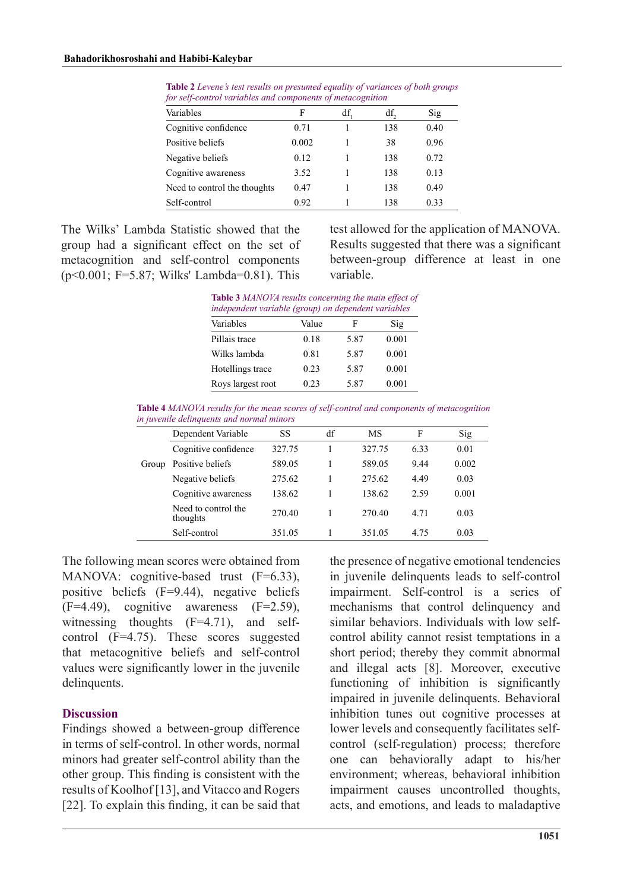**Table 2** *Levene's test results on presumed equality of variances of both groups for self-control variables and components of metacognition*

| Variables | F | $df_1$ | $df_2$ | Sig |
|---|---|---|---|---|
| Cognitive confidence | 0.71 | 1 | 138 | 0.40 |
| Positive beliefs | 0.002 | 1 | 38 | 0.96 |
| Negative beliefs | 0.12 | 1 | 138 | 0.72 |
| Cognitive awareness | 3.52 | 1 | 138 | 0.13 |
| Need to control the thoughts | 0.47 | 1 | 138 | 0.49 |
| Self-control | 0.92 | 1 | 138 | 0.33 |

The Wilks' Lambda Statistic showed that the group had a significant effect on the set of metacognition and self-control components ($p<0.001$; $F=5.87$; Wilks' Lambda=0.81). This test allowed for the application of MANOVA. Results suggested that there was a significant between-group difference at least in one variable.

**Table 3** *MANOVA results concerning the main effect of independent variable (group) on dependent variables*

| Variables | Value | F | Sig |
|---|---|---|---|
| Pillais trace | 0.18 | 5.87 | 0.001 |
| Wilks lambda | 0.81 | 5.87 | 0.001 |
| Hotellings trace | 0.23 | 5.87 | 0.001 |
| Roys largest root | 0.23 | 5.87 | 0.001 |

**Table 4** *MANOVA results for the mean scores of self-control and components of metacognition in juvenile delinquents and normal minors*

| | Dependent Variable | SS | df | MS | F | Sig |
|---|---|---|---|---|---|---|
| Group | Cognitive confidence | 327.75 | 1 | 327.75 | 6.33 | 0.01 |
| | Positive beliefs | 589.05 | 1 | 589.05 | 9.44 | 0.002 |
| | Negative beliefs | 275.62 | 1 | 275.62 | 4.49 | 0.03 |
| | Cognitive awareness | 138.62 | 1 | 138.62 | 2.59 | 0.001 |
| | Need to control the thoughts | 270.40 | 1 | 270.40 | 4.71 | 0.03 |
| | Self-control | 351.05 | 1 | 351.05 | 4.75 | 0.03 |

The following mean scores were obtained from MANOVA: cognitive-based trust ($F=6.33$), positive beliefs ($F=9.44$), negative beliefs ($F=4.49$), cognitive awareness ($F=2.59$), witnessing thoughts ($F=4.71$), and self-control ($F=4.75$). These scores suggested that metacognitive beliefs and self-control values were significantly lower in the juvenile delinquents.

## Discussion

Findings showed a between-group difference in terms of self-control. In other words, normal minors had greater self-control ability than the other group. This finding is consistent with the results of Koolhof [13], and Vitacco and Rogers [22]. To explain this finding, it can be said that the presence of negative emotional tendencies in juvenile delinquents leads to self-control impairment. Self-control is a series of mechanisms that control delinquency and similar behaviors. Individuals with low self-control ability cannot resist temptations in a short period; thereby they commit abnormal and illegal acts [8]. Moreover, executive functioning of inhibition is significantly impaired in juvenile delinquents. Behavioral inhibition tunes out cognitive processes at lower levels and consequently facilitates self-control (self-regulation) process; therefore one can behaviorally adapt to his/her environment; whereas, behavioral inhibition impairment causes uncontrolled thoughts, acts, and emotions, and leads to maladaptive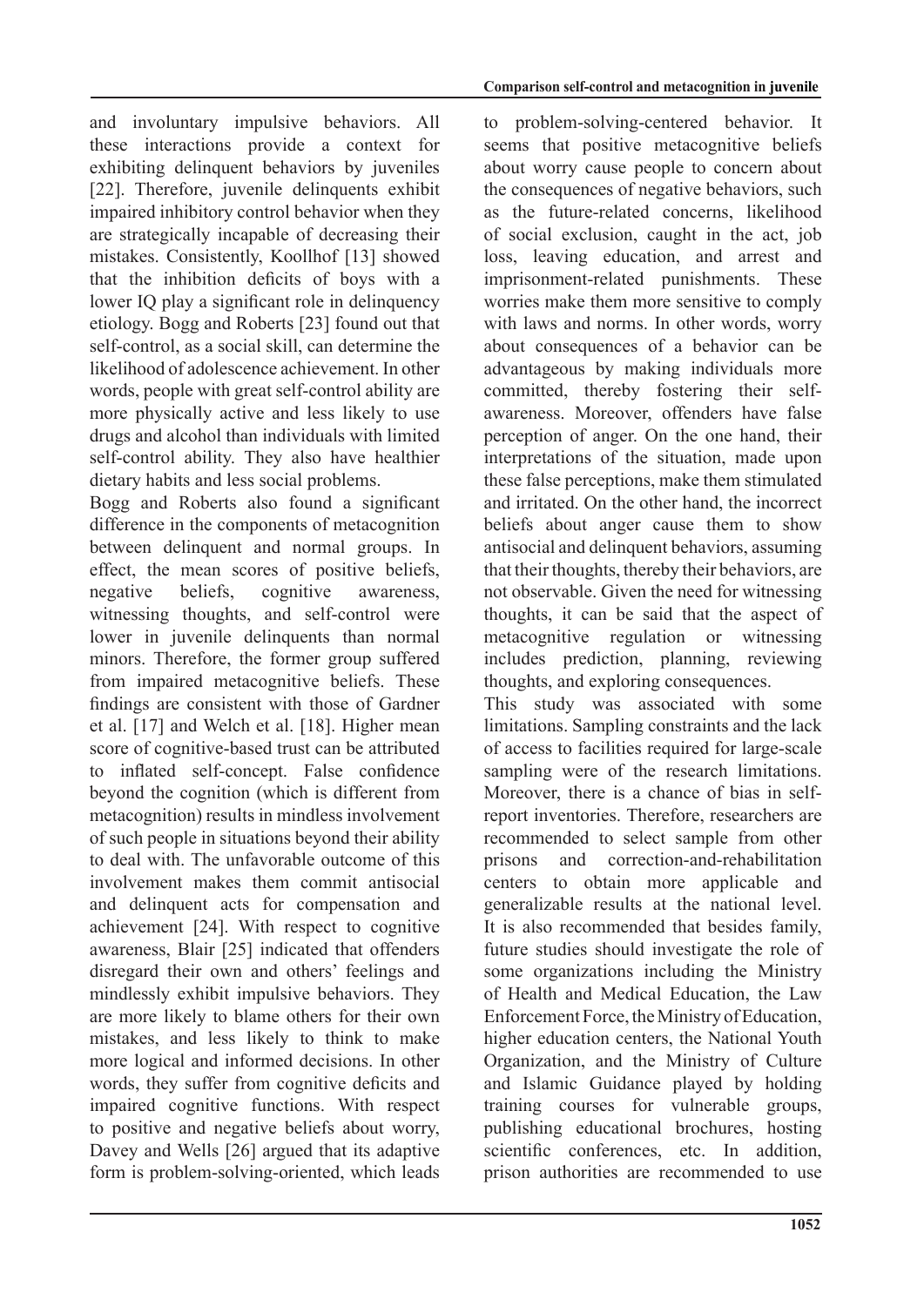and involuntary impulsive behaviors. All these interactions provide a context for exhibiting delinquent behaviors by juveniles [22]. Therefore, juvenile delinquents exhibit impaired inhibitory control behavior when they are strategically incapable of decreasing their mistakes. Consistently, Koollhof [13] showed that the inhibition deficits of boys with a lower IQ play a significant role in delinquency etiology. Bogg and Roberts [23] found out that self-control, as a social skill, can determine the likelihood of adolescence achievement. In other words, people with great self-control ability are more physically active and less likely to use drugs and alcohol than individuals with limited self-control ability. They also have healthier dietary habits and less social problems.

Bogg and Roberts also found a significant difference in the components of metacognition between delinquent and normal groups. In effect, the mean scores of positive beliefs, negative beliefs, cognitive awareness, witnessing thoughts, and self-control were lower in juvenile delinquents than normal minors. Therefore, the former group suffered from impaired metacognitive beliefs. These findings are consistent with those of Gardner et al. [17] and Welch et al. [18]. Higher mean score of cognitive-based trust can be attributed to inflated self-concept. False confidence beyond the cognition (which is different from metacognition) results in mindless involvement of such people in situations beyond their ability to deal with. The unfavorable outcome of this involvement makes them commit antisocial and delinquent acts for compensation and achievement [24]. With respect to cognitive awareness, Blair [25] indicated that offenders disregard their own and others' feelings and mindlessly exhibit impulsive behaviors. They are more likely to blame others for their own mistakes, and less likely to think to make more logical and informed decisions. In other words, they suffer from cognitive deficits and impaired cognitive functions. With respect to positive and negative beliefs about worry, Davey and Wells [26] argued that its adaptive form is problem-solving-oriented, which leads to problem-solving-centered behavior. It seems that positive metacognitive beliefs about worry cause people to concern about the consequences of negative behaviors, such as the future-related concerns, likelihood of social exclusion, caught in the act, job loss, leaving education, and arrest and imprisonment-related punishments. These worries make them more sensitive to comply with laws and norms. In other words, worry about consequences of a behavior can be advantageous by making individuals more committed, thereby fostering their self-awareness. Moreover, offenders have false perception of anger. On the one hand, their interpretations of the situation, made upon these false perceptions, make them stimulated and irritated. On the other hand, the incorrect beliefs about anger cause them to show antisocial and delinquent behaviors, assuming that their thoughts, thereby their behaviors, are not observable. Given the need for witnessing thoughts, it can be said that the aspect of metacognitive regulation or witnessing includes prediction, planning, reviewing thoughts, and exploring consequences.

This study was associated with some limitations. Sampling constraints and the lack of access to facilities required for large-scale sampling were of the research limitations. Moreover, there is a chance of bias in self-report inventories. Therefore, researchers are recommended to select sample from other prisons and correction-and-rehabilitation centers to obtain more applicable and generalizable results at the national level. It is also recommended that besides family, future studies should investigate the role of some organizations including the Ministry of Health and Medical Education, the Law Enforcement Force, the Ministry of Education, higher education centers, the National Youth Organization, and the Ministry of Culture and Islamic Guidance played by holding training courses for vulnerable groups, publishing educational brochures, hosting scientific conferences, etc. In addition, prison authorities are recommended to use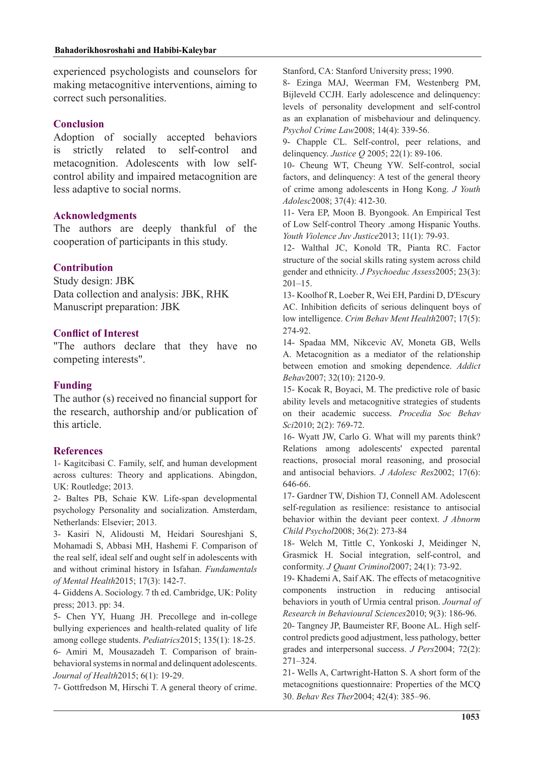experienced psychologists and counselors for making metacognitive interventions, aiming to correct such personalities.

## Conclusion

Adoption of socially accepted behaviors is strictly related to self-control and metacognition. Adolescents with low self-control ability and impaired metacognition are less adaptive to social norms.

## Acknowledgments

The authors are deeply thankful of the cooperation of participants in this study.

## Contribution

Study design: JBK
Data collection and analysis: JBK, RHK
Manuscript preparation: JBK

## Conflict of Interest

"The authors declare that they have no competing interests".

## Funding

The author (s) received no financial support for the research, authorship and/or publication of this article.

## References

1- Kagitcibasi C. Family, self, and human development across cultures: Theory and applications. Abingdon, UK: Routledge; 2013.

2- Baltes PB, Schaie KW. Life-span developmental psychology Personality and socialization. Amsterdam, Netherlands: Elsevier; 2013.

3- Kasiri N, Alidousti M, Heidari Soureshjani S, Mohamadi S, Abbasi MH, Hashemi F. Comparison of the real self, ideal self and ought self in adolescents with and without criminal history in Isfahan. *Fundamentals of Mental Health* 2015; 17(3): 142-7.

4- Giddens A. Sociology. 7 th ed. Cambridge, UK: Polity press; 2013. pp: 34.

5- Chen YY, Huang JH. Precollege and in-college bullying experiences and health-related quality of life among college students. *Pediatrics* 2015; 135(1): 18-25.

6- Amiri M, Mousazadeh T. Comparison of brain-behavioral systems in normal and delinquent adolescents. *Journal of Health* 2015; 6(1): 19-29.

7- Gottfredson M, Hirschi T. A general theory of crime. Stanford, CA: Stanford University press; 1990.

8- Ezinga MAJ, Weerman FM, Westenberg PM, Bijleveld CCJH. Early adolescence and delinquency: levels of personality development and self-control as an explanation of misbehaviour and delinquency. *Psychol Crime Law* 2008; 14(4): 339-56.

9- Chapple CL. Self-control, peer relations, and delinquency. *Justice Q* 2005; 22(1): 89-106.

10- Cheung WT, Cheung YW. Self-control, social factors, and delinquency: A test of the general theory of crime among adolescents in Hong Kong. *J Youth Adolesc* 2008; 37(4): 412-30.

11- Vera EP, Moon B. Byongook. An Empirical Test of Low Self-control Theory .among Hispanic Youths. *Youth Violence Juv Justice* 2013; 11(1): 79-93.

12- Walthal JC, Konold TR, Pianta RC. Factor structure of the social skills rating system across child gender and ethnicity. *J Psychoeduc Assess* 2005; 23(3): 201–15.

13- Koolhof R, Loeber R, Wei EH, Pardini D, D'Escury AC. Inhibition deficits of serious delinquent boys of low intelligence. *Crim Behav Ment Health* 2007; 17(5): 274-92.

14- Spadaa MM, Nikcevic AV, Moneta GB, Wells A. Metacognition as a mediator of the relationship between emotion and smoking dependence. *Addict Behav* 2007; 32(10): 2120-9.

15- Kocak R, Boyaci, M. The predictive role of basic ability levels and metacognitive strategies of students on their academic success. *Procedia Soc Behav Sci* 2010; 2(2): 769-72.

16- Wyatt JW, Carlo G. What will my parents think? Relations among adolescents' expected parental reactions, prosocial moral reasoning, and prosocial and antisocial behaviors. *J Adolesc Res* 2002; 17(6): 646-66.

17- Gardner TW, Dishion TJ, Connell AM. Adolescent self-regulation as resilience: resistance to antisocial behavior within the deviant peer context. *J Abnorm Child Psychol* 2008; 36(2): 273-84

18- Welch M, Tittle C, Yonkoski J, Meidinger N, Grasmick H. Social integration, self-control, and conformity. *J Quant Criminol* 2007; 24(1): 73-92.

19- Khademi A, Saif AK. The effects of metacognitive components instruction in reducing antisocial behaviors in youth of Urmia central prison. *Journal of Research in Behavioural Sciences* 2010; 9(3): 186-96.

20- Tangney JP, Baumeister RF, Boone AL. High self-control predicts good adjustment, less pathology, better grades and interpersonal success. *J Pers* 2004; 72(2): 271–324.

21- Wells A, Cartwright-Hatton S. A short form of the metacognitions questionnaire: Properties of the MCQ 30. *Behav Res Ther* 2004; 42(4): 385–96.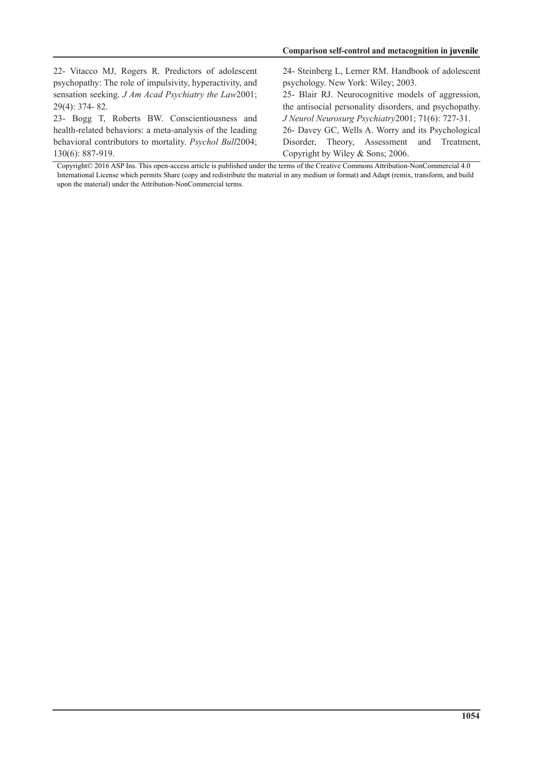22- Vitacco MJ, Rogers R. Predictors of adolescent psychopathy: The role of impulsivity, hyperactivity, and sensation seeking. *J Am Acad Psychiatry the Law*2001; 29(4): 374- 82.

23- Bogg T, Roberts BW. Conscientiousness and health-related behaviors: a meta-analysis of the leading behavioral contributors to mortality. *Psychol Bull*2004; 130(6): 887-919.

24- Steinberg L, Lerner RM. Handbook of adolescent psychology. New York: Wiley; 2003.

25- Blair RJ. Neurocognitive models of aggression, the antisocial personality disorders, and psychopathy. *J Neurol Neurosurg Psychiatry*2001; 71(6): 727-31.

26- Davey GC, Wells A. Worry and its Psychological Disorder, Theory, Assessment and Treatment, Copyright by Wiley & Sons; 2006.

Copyright© 2016 ASP Ins. This open-access article is published under the terms of the Creative Commons Attribution-NonCommercial 4.0 International License which permits Share (copy and redistribute the material in any medium or format) and Adapt (remix, transform, and build upon the material) under the Attribution-NonCommercial terms.